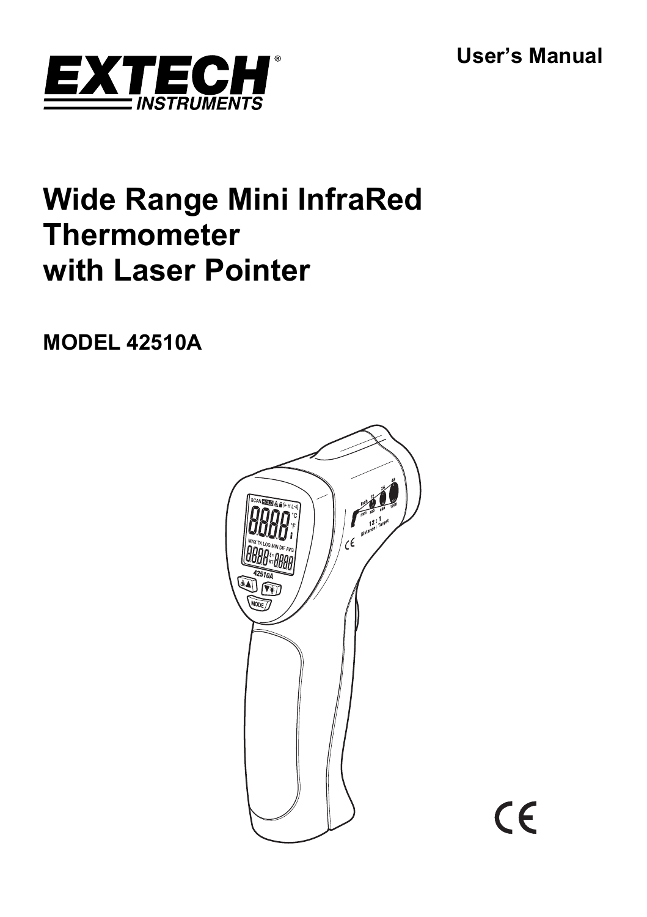User's Manual

EXTECH INSTRUMENTS

# Wide Range Mini InfraRed Thermometer with Laser Pointer

**MODEL 42510A**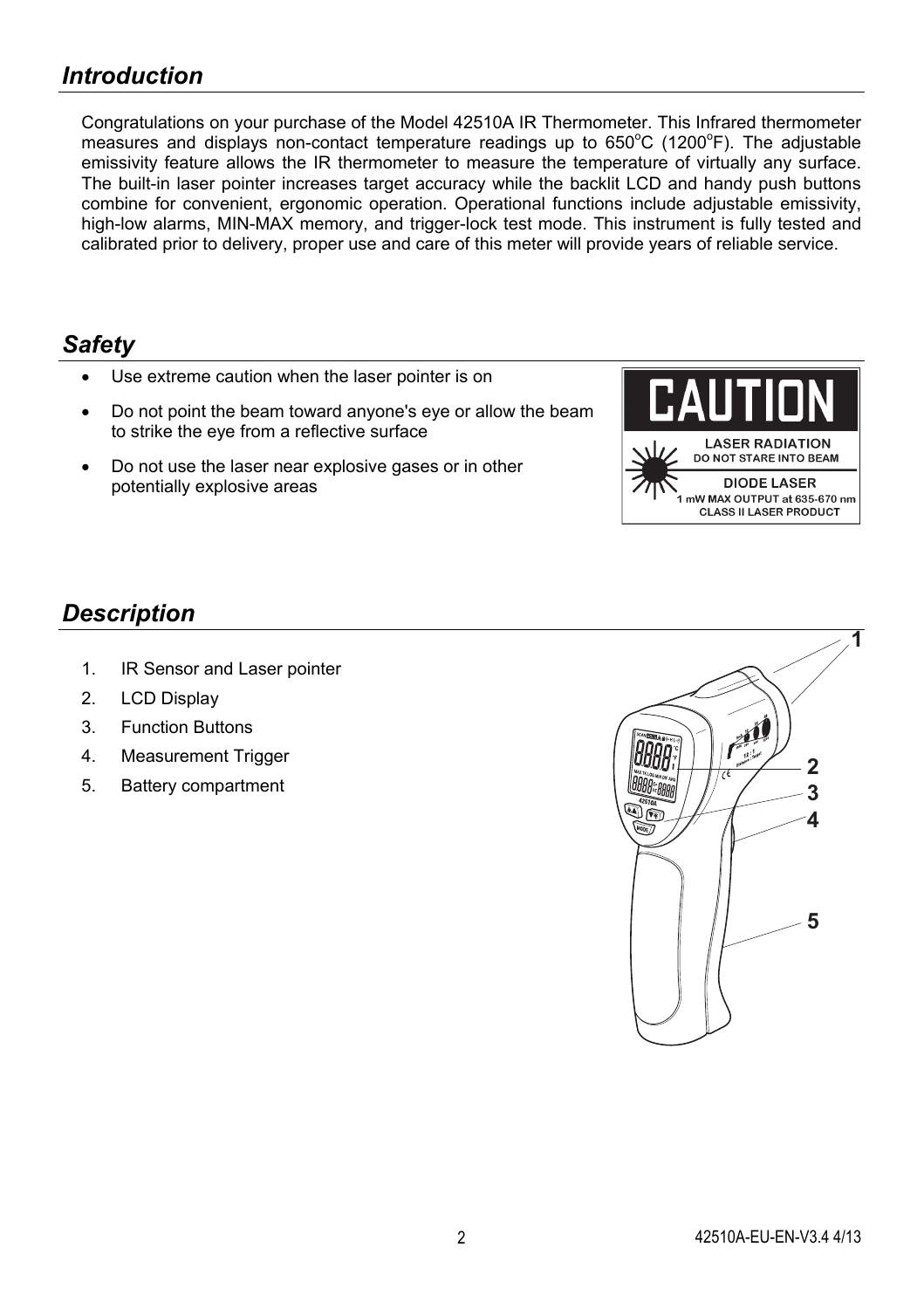## *Introduction*

Congratulations on your purchase of the Model 42510A IR Thermometer. This Infrared thermometer measures and displays non-contact temperature readings up to 650°C (1200°F). The adjustable emissivity feature allows the IR thermometer to measure the temperature of virtually any surface. The built-in laser pointer increases target accuracy while the backlit LCD and handy push buttons combine for convenient, ergonomic operation. Operational functions include adjustable emissivity, high-low alarms, MIN-MAX memory, and trigger-lock test mode. This instrument is fully tested and calibrated prior to delivery, proper use and care of this meter will provide years of reliable service.

## *Safety*

- Use extreme caution when the laser pointer is on
- Do not point the beam toward anyone's eye or allow the beam to strike the eye from a reflective surface
- Do not use the laser near explosive gases or in other potentially explosive areas

CAUTION
LASER RADIATION
DO NOT STARE INTO BEAM
DIODE LASER
1 mW MAX OUTPUT at 635-670 nm
CLASS II LASER PRODUCT

## *Description*

1. IR Sensor and Laser pointer
2. LCD Display
3. Function Buttons
4. Measurement Trigger
5. Battery compartment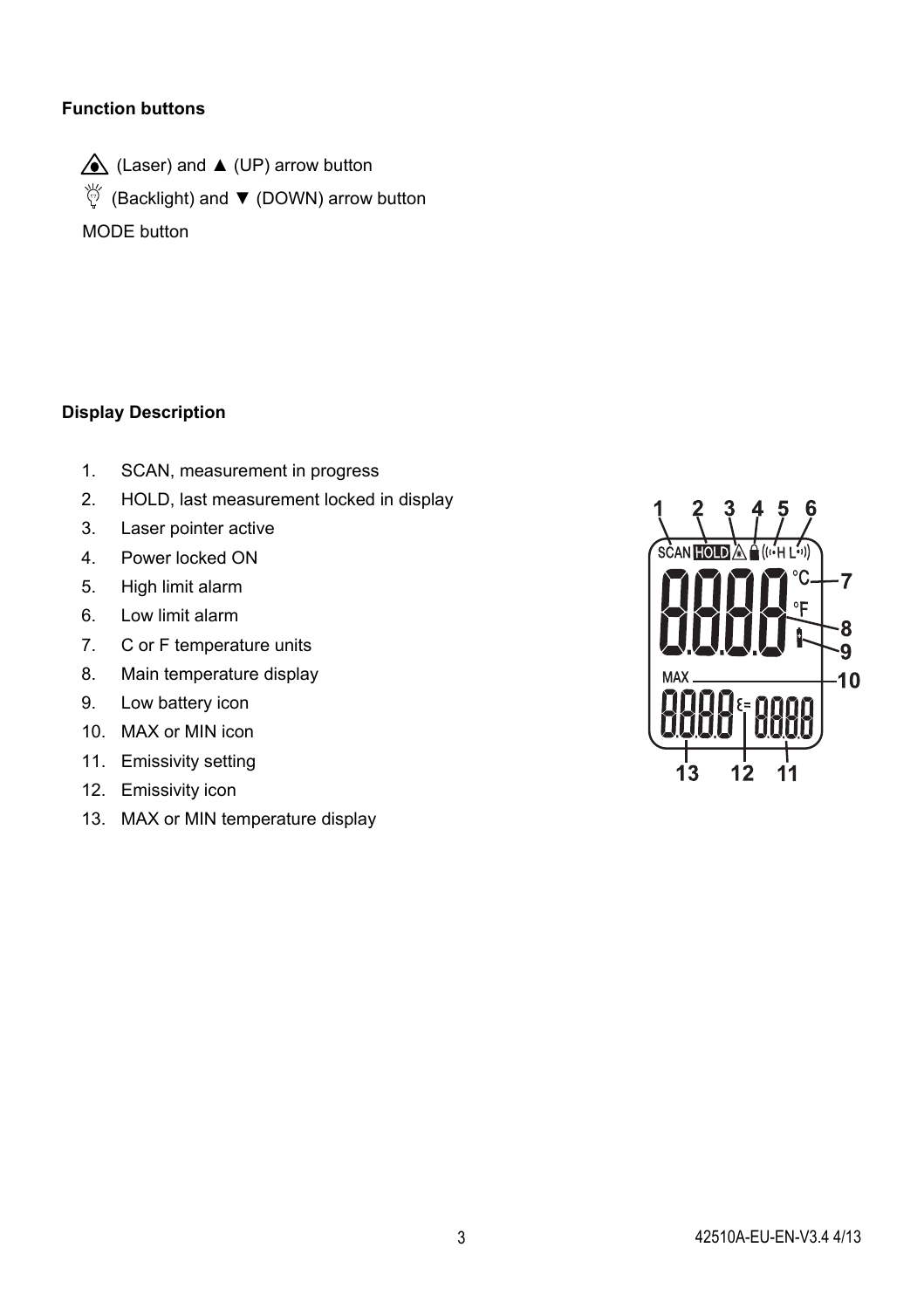**Function buttons**

(Laser) and ▲ (UP) arrow button

(Backlight) and ▼ (DOWN) arrow button

MODE button

**Display Description**

1. SCAN, measurement in progress
2. HOLD, last measurement locked in display
3. Laser pointer active
4. Power locked ON
5. High limit alarm
6. Low limit alarm
7. C or F temperature units
8. Main temperature display
9. Low battery icon
10. MAX or MIN icon
11. Emissivity setting
12. Emissivity icon
13. MAX or MIN temperature display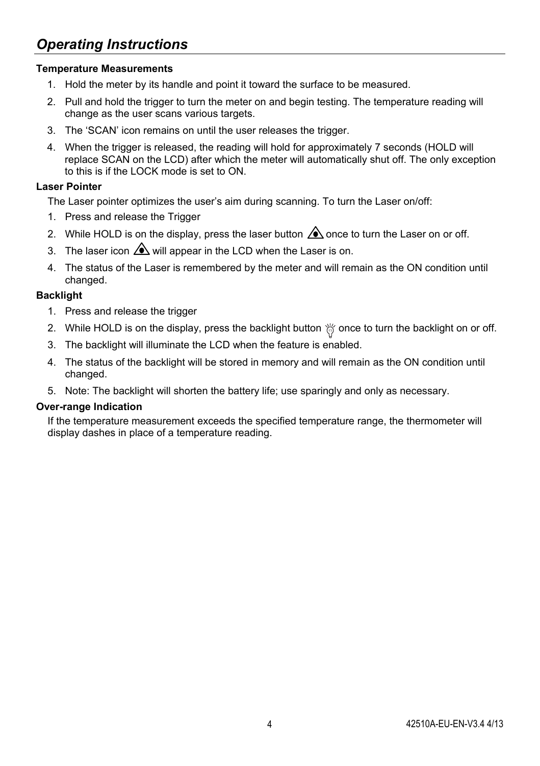## *Operating Instructions*

**Temperature Measurements**

1. Hold the meter by its handle and point it toward the surface to be measured.
2. Pull and hold the trigger to turn the meter on and begin testing. The temperature reading will change as the user scans various targets.
3. The 'SCAN' icon remains on until the user releases the trigger.
4. When the trigger is released, the reading will hold for approximately 7 seconds (HOLD will replace SCAN on the LCD) after which the meter will automatically shut off. The only exception to this is if the LOCK mode is set to ON.

**Laser Pointer**

The Laser pointer optimizes the user's aim during scanning. To turn the Laser on/off:

1. Press and release the Trigger
2. While HOLD is on the display, press the laser button once to turn the Laser on or off.
3. The laser icon will appear in the LCD when the Laser is on.
4. The status of the Laser is remembered by the meter and will remain as the ON condition until changed.

**Backlight**

1. Press and release the trigger
2. While HOLD is on the display, press the backlight button once to turn the backlight on or off.
3. The backlight will illuminate the LCD when the feature is enabled.
4. The status of the backlight will be stored in memory and will remain as the ON condition until changed.
5. Note: The backlight will shorten the battery life; use sparingly and only as necessary.

**Over-range Indication**

If the temperature measurement exceeds the specified temperature range, the thermometer will display dashes in place of a temperature reading.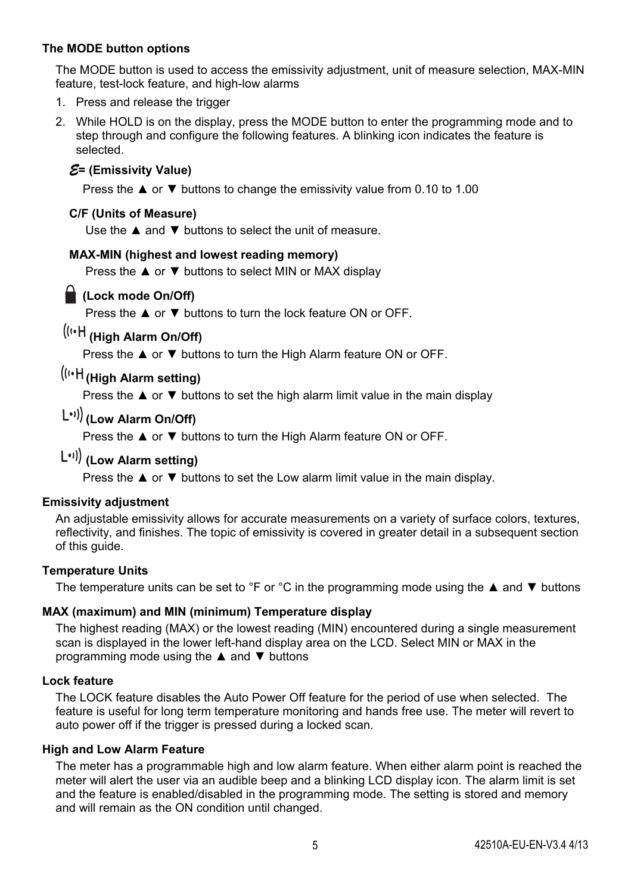### The MODE button options

The MODE button is used to access the emissivity adjustment, unit of measure selection, MAX-MIN feature, test-lock feature, and high-low alarms

1. Press and release the trigger
2. While HOLD is on the display, press the MODE button to enter the programming mode and to step through and configure the following features. A blinking icon indicates the feature is selected.

**ε= (Emissivity Value)**

Press the ▲ or ▼ buttons to change the emissivity value from 0.10 to 1.00

**C/F (Units of Measure)**

Use the ▲ and ▼ buttons to select the unit of measure.

**MAX-MIN (highest and lowest reading memory)**

Press the ▲ or ▼ buttons to select MIN or MAX display

**(Lock mode On/Off)**

Press the ▲ or ▼ buttons to turn the lock feature ON or OFF.

**((••H (High Alarm On/Off)**

Press the ▲ or ▼ buttons to turn the High Alarm feature ON or OFF.

**((••H (High Alarm setting)**

Press the ▲ or ▼ buttons to set the high alarm limit value in the main display

**L••)) (Low Alarm On/Off)**

Press the ▲ or ▼ buttons to turn the High Alarm feature ON or OFF.

**L••)) (Low Alarm setting)**

Press the ▲ or ▼ buttons to set the Low alarm limit value in the main display.

### Emissivity adjustment

An adjustable emissivity allows for accurate measurements on a variety of surface colors, textures, reflectivity, and finishes. The topic of emissivity is covered in greater detail in a subsequent section of this guide.

### Temperature Units

The temperature units can be set to °F or °C in the programming mode using the ▲ and ▼ buttons

### MAX (maximum) and MIN (minimum) Temperature display

The highest reading (MAX) or the lowest reading (MIN) encountered during a single measurement scan is displayed in the lower left-hand display area on the LCD. Select MIN or MAX in the programming mode using the ▲ and ▼ buttons

### Lock feature

The LOCK feature disables the Auto Power Off feature for the period of use when selected. The feature is useful for long term temperature monitoring and hands free use. The meter will revert to auto power off if the trigger is pressed during a locked scan.

### High and Low Alarm Feature

The meter has a programmable high and low alarm feature. When either alarm point is reached the meter will alert the user via an audible beep and a blinking LCD display icon. The alarm limit is set and the feature is enabled/disabled in the programming mode. The setting is stored and memory and will remain as the ON condition until changed.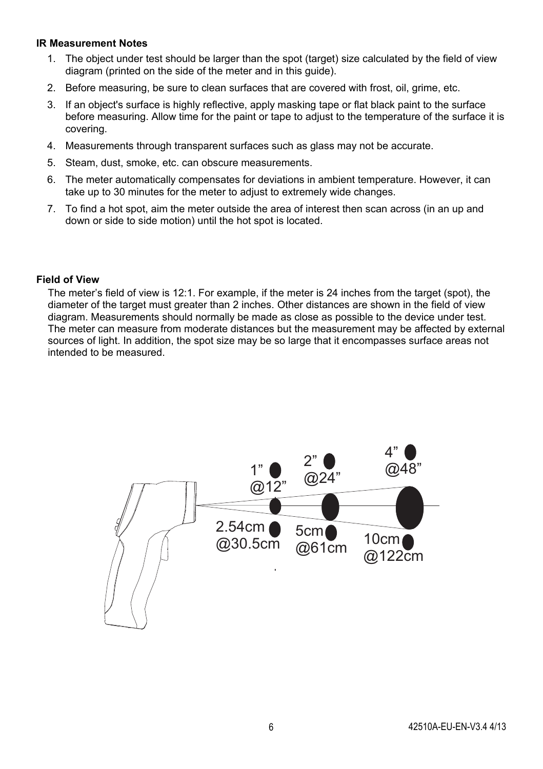**IR Measurement Notes**

1. The object under test should be larger than the spot (target) size calculated by the field of view diagram (printed on the side of the meter and in this guide).
2. Before measuring, be sure to clean surfaces that are covered with frost, oil, grime, etc.
3. If an object's surface is highly reflective, apply masking tape or flat black paint to the surface before measuring. Allow time for the paint or tape to adjust to the temperature of the surface it is covering.
4. Measurements through transparent surfaces such as glass may not be accurate.
5. Steam, dust, smoke, etc. can obscure measurements.
6. The meter automatically compensates for deviations in ambient temperature. However, it can take up to 30 minutes for the meter to adjust to extremely wide changes.
7. To find a hot spot, aim the meter outside the area of interest then scan across (in an up and down or side to side motion) until the hot spot is located.

**Field of View**

The meter's field of view is 12:1. For example, if the meter is 24 inches from the target (spot), the diameter of the target must greater than 2 inches. Other distances are shown in the field of view diagram. Measurements should normally be made as close as possible to the device under test. The meter can measure from moderate distances but the measurement may be affected by external sources of light. In addition, the spot size may be so large that it encompasses surface areas not intended to be measured.

1" @12"  2" @24"  4" @48"

2.54cm @30.5cm  5cm @61cm  10cm @122cm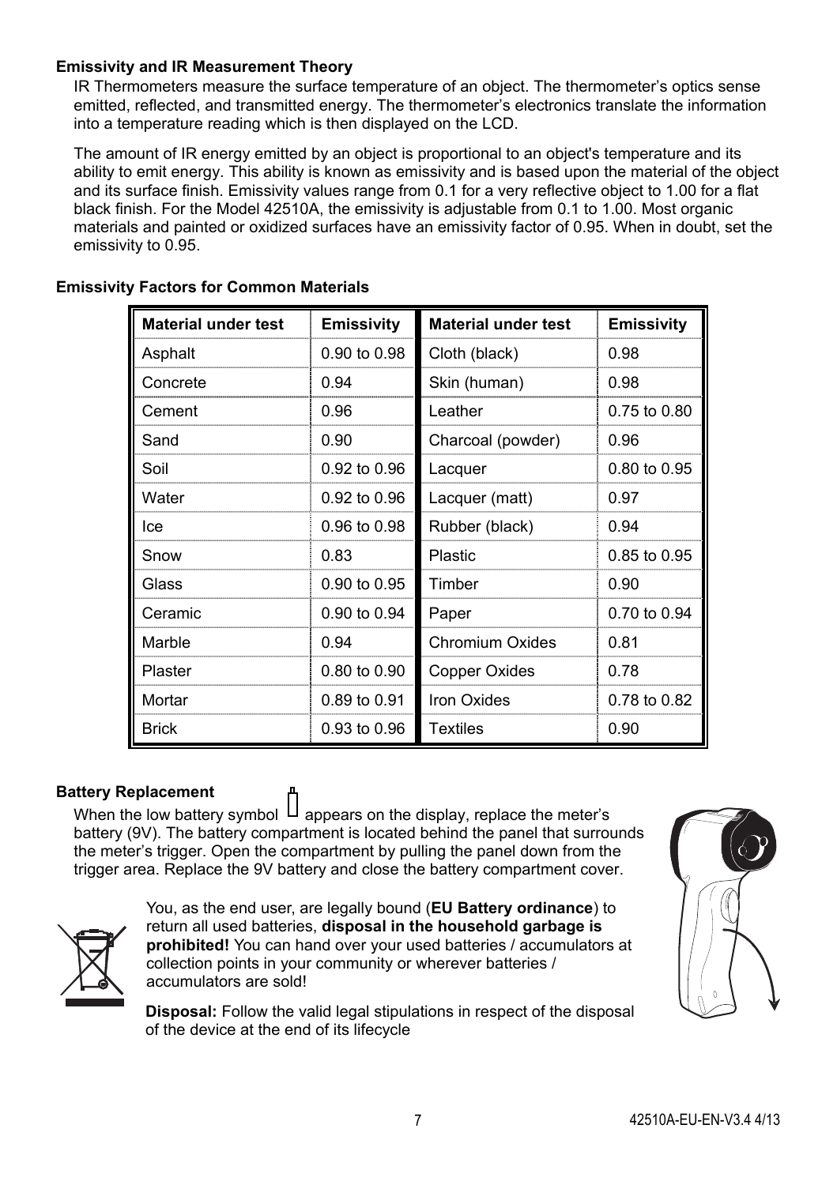### Emissivity and IR Measurement Theory

IR Thermometers measure the surface temperature of an object. The thermometer's optics sense emitted, reflected, and transmitted energy. The thermometer's electronics translate the information into a temperature reading which is then displayed on the LCD.

The amount of IR energy emitted by an object is proportional to an object's temperature and its ability to emit energy. This ability is known as emissivity and is based upon the material of the object and its surface finish. Emissivity values range from 0.1 for a very reflective object to 1.00 for a flat black finish. For the Model 42510A, the emissivity is adjustable from 0.1 to 1.00. Most organic materials and painted or oxidized surfaces have an emissivity factor of 0.95. When in doubt, set the emissivity to 0.95.

### Emissivity Factors for Common Materials

| Material under test | Emissivity | Material under test | Emissivity |
|---|---|---|---|
| Asphalt | 0.90 to 0.98 | Cloth (black) | 0.98 |
| Concrete | 0.94 | Skin (human) | 0.98 |
| Cement | 0.96 | Leather | 0.75 to 0.80 |
| Sand | 0.90 | Charcoal (powder) | 0.96 |
| Soil | 0.92 to 0.96 | Lacquer | 0.80 to 0.95 |
| Water | 0.92 to 0.96 | Lacquer (matt) | 0.97 |
| Ice | 0.96 to 0.98 | Rubber (black) | 0.94 |
| Snow | 0.83 | Plastic | 0.85 to 0.95 |
| Glass | 0.90 to 0.95 | Timber | 0.90 |
| Ceramic | 0.90 to 0.94 | Paper | 0.70 to 0.94 |
| Marble | 0.94 | Chromium Oxides | 0.81 |
| Plaster | 0.80 to 0.90 | Copper Oxides | 0.78 |
| Mortar | 0.89 to 0.91 | Iron Oxides | 0.78 to 0.82 |
| Brick | 0.93 to 0.96 | Textiles | 0.90 |

### Battery Replacement

When the low battery symbol appears on the display, replace the meter's battery (9V). The battery compartment is located behind the panel that surrounds the meter's trigger. Open the compartment by pulling the panel down from the trigger area. Replace the 9V battery and close the battery compartment cover.

You, as the end user, are legally bound (**EU Battery ordinance**) to return all used batteries, **disposal in the household garbage is prohibited!** You can hand over your used batteries / accumulators at collection points in your community or wherever batteries / accumulators are sold!

**Disposal:** Follow the valid legal stipulations in respect of the disposal of the device at the end of its lifecycle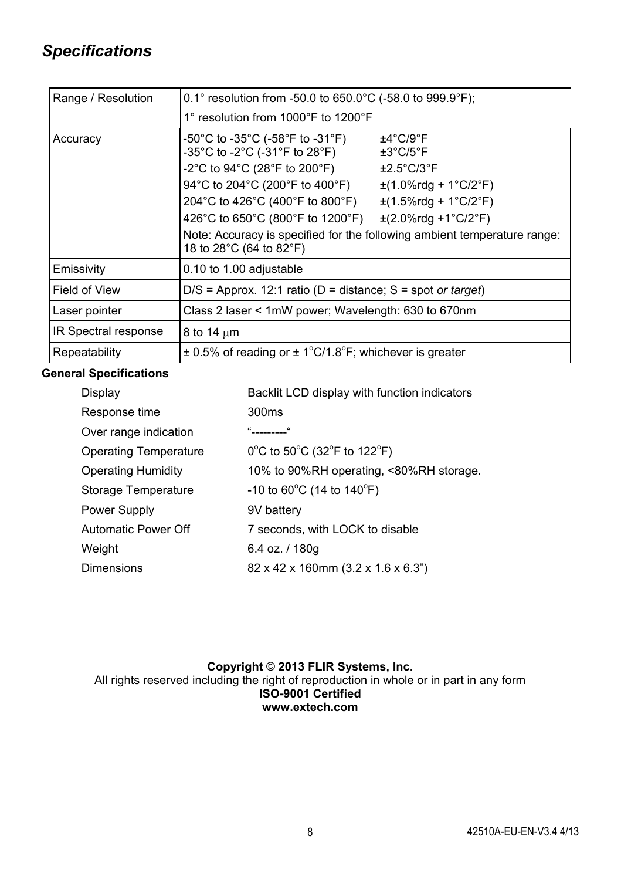# *Specifications*

| | |
|---|---|
| Range / Resolution | 0.1° resolution from -50.0 to 650.0°C (-58.0 to 999.9°F);<br>1° resolution from 1000°F to 1200°F |
| Accuracy | -50°C to -35°C (-58°F to -31°F) ±4°C/9°F<br>-35°C to -2°C (-31°F to 28°F) ±3°C/5°F<br>-2°C to 94°C (28°F to 200°F) ±2.5°C/3°F<br>94°C to 204°C (200°F to 400°F) ±(1.0%rdg + 1°C/2°F)<br>204°C to 426°C (400°F to 800°F) ±(1.5%rdg + 1°C/2°F)<br>426°C to 650°C (800°F to 1200°F) ±(2.0%rdg +1°C/2°F)<br>Note: Accuracy is specified for the following ambient temperature range: 18 to 28°C (64 to 82°F) |
| Emissivity | 0.10 to 1.00 adjustable |
| Field of View | D/S = Approx. 12:1 ratio (D = distance; S = spot *or target*) |
| Laser pointer | Class 2 laser < 1mW power; Wavelength: 630 to 670nm |
| IR Spectral response | 8 to 14 μm |
| Repeatability | ± 0.5% of reading or ± 1°C/1.8°F; whichever is greater |

**General Specifications**

| | |
|---|---|
| Display | Backlit LCD display with function indicators |
| Response time | 300ms |
| Over range indication | "---------" |
| Operating Temperature | 0°C to 50°C (32°F to 122°F) |
| Operating Humidity | 10% to 90%RH operating, <80%RH storage. |
| Storage Temperature | -10 to 60°C (14 to 140°F) |
| Power Supply | 9V battery |
| Automatic Power Off | 7 seconds, with LOCK to disable |
| Weight | 6.4 oz. / 180g |
| Dimensions | 82 x 42 x 160mm (3.2 x 1.6 x 6.3") |

**Copyright © 2013 FLIR Systems, Inc.**
All rights reserved including the right of reproduction in whole or in part in any form
**ISO-9001 Certified**
**www.extech.com**

42510A-EU-EN-V3.4 4/13